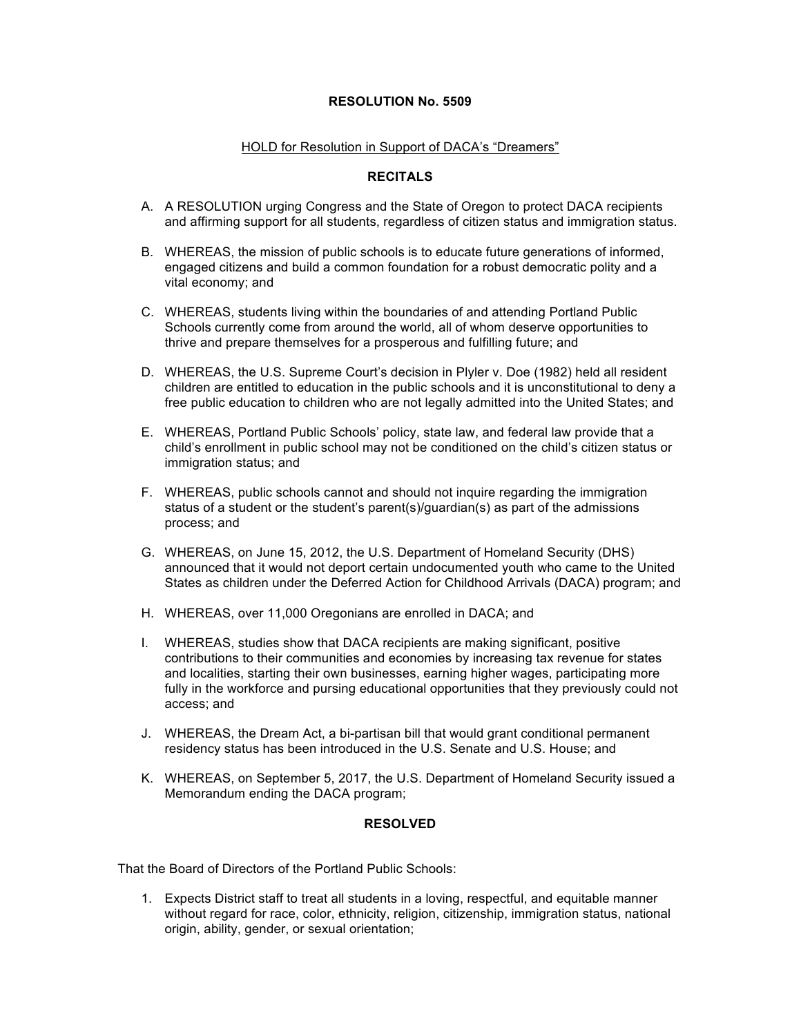# RESOLUTION No. 5509

HOLD for Resolution in Support of DACA's "Dreamers"

## RECITALS

A. A RESOLUTION urging Congress and the State of Oregon to protect DACA recipients and affirming support for all students, regardless of citizen status and immigration status.

B. WHEREAS, the mission of public schools is to educate future generations of informed, engaged citizens and build a common foundation for a robust democratic polity and a vital economy; and

C. WHEREAS, students living within the boundaries of and attending Portland Public Schools currently come from around the world, all of whom deserve opportunities to thrive and prepare themselves for a prosperous and fulfilling future; and

D. WHEREAS, the U.S. Supreme Court's decision in Plyler v. Doe (1982) held all resident children are entitled to education in the public schools and it is unconstitutional to deny a free public education to children who are not legally admitted into the United States; and

E. WHEREAS, Portland Public Schools' policy, state law, and federal law provide that a child's enrollment in public school may not be conditioned on the child's citizen status or immigration status; and

F. WHEREAS, public schools cannot and should not inquire regarding the immigration status of a student or the student's parent(s)/guardian(s) as part of the admissions process; and

G. WHEREAS, on June 15, 2012, the U.S. Department of Homeland Security (DHS) announced that it would not deport certain undocumented youth who came to the United States as children under the Deferred Action for Childhood Arrivals (DACA) program; and

H. WHEREAS, over 11,000 Oregonians are enrolled in DACA; and

I. WHEREAS, studies show that DACA recipients are making significant, positive contributions to their communities and economies by increasing tax revenue for states and localities, starting their own businesses, earning higher wages, participating more fully in the workforce and pursing educational opportunities that they previously could not access; and

J. WHEREAS, the Dream Act, a bi-partisan bill that would grant conditional permanent residency status has been introduced in the U.S. Senate and U.S. House; and

K. WHEREAS, on September 5, 2017, the U.S. Department of Homeland Security issued a Memorandum ending the DACA program;

## RESOLVED

That the Board of Directors of the Portland Public Schools:

1. Expects District staff to treat all students in a loving, respectful, and equitable manner without regard for race, color, ethnicity, religion, citizenship, immigration status, national origin, ability, gender, or sexual orientation;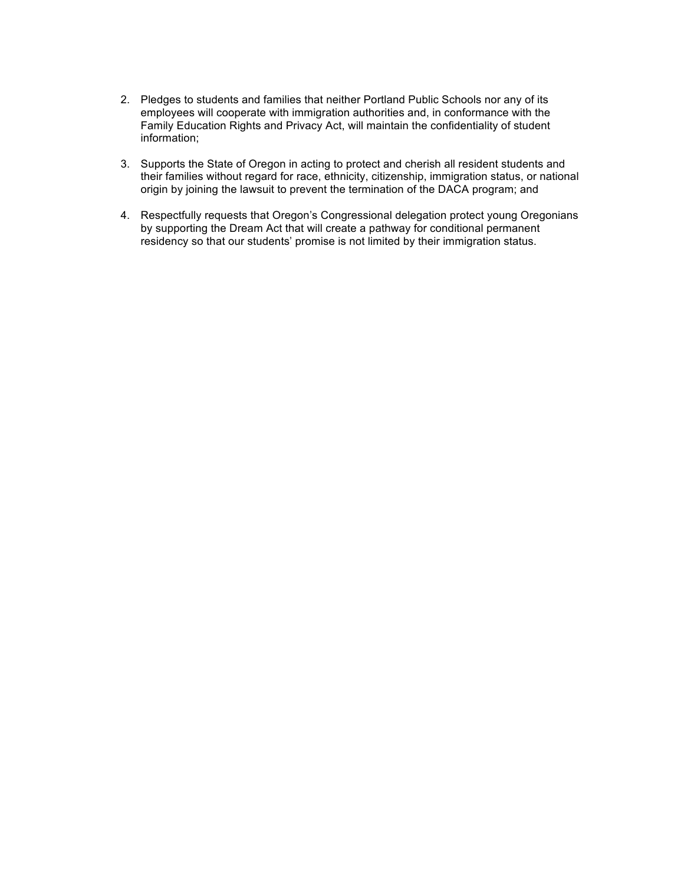2. Pledges to students and families that neither Portland Public Schools nor any of its employees will cooperate with immigration authorities and, in conformance with the Family Education Rights and Privacy Act, will maintain the confidentiality of student information;

3. Supports the State of Oregon in acting to protect and cherish all resident students and their families without regard for race, ethnicity, citizenship, immigration status, or national origin by joining the lawsuit to prevent the termination of the DACA program; and

4. Respectfully requests that Oregon's Congressional delegation protect young Oregonians by supporting the Dream Act that will create a pathway for conditional permanent residency so that our students' promise is not limited by their immigration status.